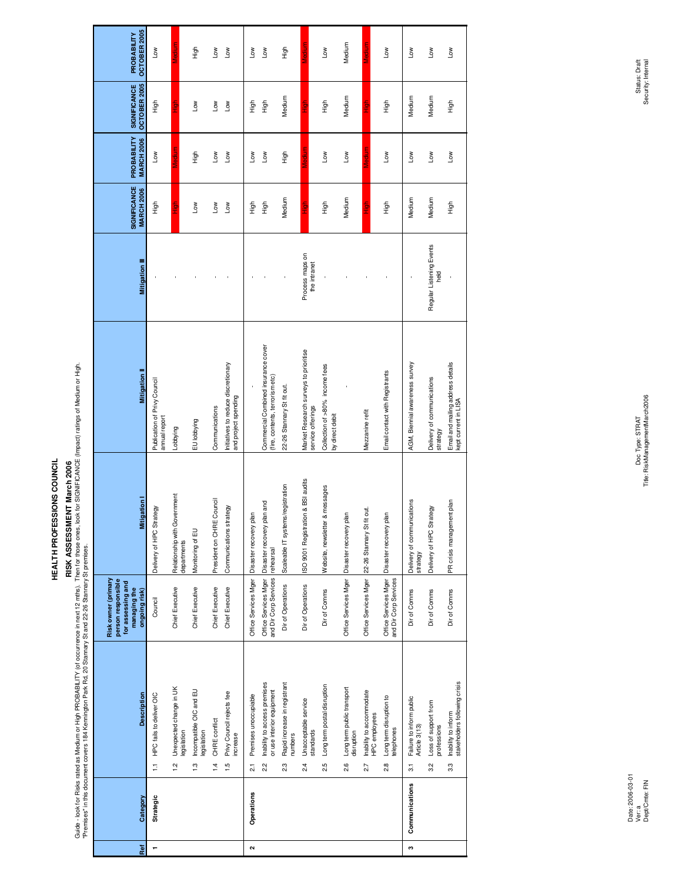# HEALTH PROFESSIONS COUNCIL

## RISK ASSESSMENT March 2006

Guide - look for Risks rated as Medium or High PROBABILITY (of occurrence in next 12 mths). Then for those ones, look for SIGNIFICANCE (Impact) ratings of Medium or High.
"Premises" in this document covers 184 Kennington Park Rd, 20 Stannary St and 22-26 Stannary St premises.

| Ref | Category | | Description | Risk owner (primary person responsible for assessing and managing the ongoing risk) | Mitigation I | Mitigation II | Mitigation III | SIGNIFICANCE MARCH 2006 | PROBABILITY MARCH 2006 | SIGNIFICANCE OCTOBER 2005 | PROBABILITY OCTOBER 2005 |
|---|---|---|---|---|---|---|---|---|---|---|---|
| 1 | Strategic | 1.1 | HPC fails to deliver OIC | Council | Delivery of HPC Strategy | Publication of Privy Council annual report | - | High | Low | High | Low |
| | | 1.2 | Unexpected change in UK legislation | Chief Executive | Relationship with Government departments | Lobbying | - | High | Medium | High | Medium |
| | | 1.3 | Incompatible OIC and EU legislation | Chief Executive | Monitoring of EU | EU lobbying | - | Low | High | Low | High |
| | | 1.4 | CHRE conflict | Chief Executive | President on CHRE Council | Communications | - | Low | Low | Low | Low |
| | | 1.5 | Privy Council rejects fee increase | Chief Executive | Communications strategy | Initiatives to reduce discretionary and project spending | - | Low | Low | Low | Low |
| 2 | Operations | 2.1 | Premises unoccupiable | Office Services Mger | Disaster recovery plan | - | - | High | Low | High | Low |
| | | 2.2 | Inability to access premises or use interior equipment | Office Services Mger and Dir Corp Services | Disaster recovery plan and rehearsal | Commercial Combined insurance cover (fire, contents, terrorism etc) | - | High | Low | High | Low |
| | | 2.3 | Rapid increase in registrant numbers | Dir of Operations | Scaleable IT systems/registration | 22-26 Stannary St fit out. | - | Medium | High | Medium | High |
| | | 2.4 | Unacceptable service standards | Dir of Operations | ISO 9001 Registration & BSI audits | Market Research surveys to prioritise service offerings | Process maps on the intranet | High | Medium | High | Medium |
| | | 2.5 | Long term postal disruption | Dir of Comms | Website, newsletter & messages | Collection of >80% income fees by direct debit | - | High | Low | High | Low |
| | | 2.6 | Long term public transport disruption | Office Services Mger | Disaster recovery plan | - | - | Medium | Low | Medium | Medium |
| | | 2.7 | Inability to accommodate HPC employees | Office Services Mger | 22-26 Stannary St fit out. | Mezzanine refit | - | High | Medium | High | Medium |
| | | 2.8 | Long term disruption to telephones | Office Services Mger and Dir of Corp Services | Disaster recovery plan | Email contact with Registrants | - | High | Low | High | Low |
| 3 | Communications | 3.1 | Failure to inform public Article 3(13) | Dir of Comms | Delivery of communications strategy | AGM, Biennial awareness survey | - | Medium | Low | Medium | Low |
| | | 3.2 | Loss of support from professions | Dir of Comms | Delivery of HPC Strategy | Delivery of communications strategy | Regular Listening Events held | Medium | Low | Medium | Low |
| | | 3.3 | Inability to inform stakeholders following crisis | Dir of Comms | PR crisis management plan | Email and mailing address details kept current in LISA | - | High | Low | High | Low |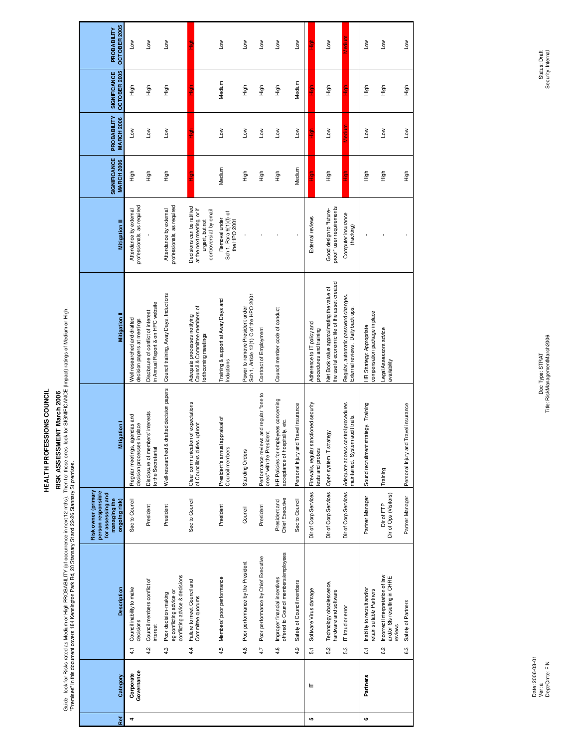# HEALTH PROFESSIONS COUNCIL

## RISK ASSESSMENT March 2006

Guide - look for Risks rated as Medium or High PROBABILITY (of occurrence in next 12 mths). Then for those ones, look for SIGNIFICANCE (Impact) ratings of Medium or High.
"Premises" in this document covers 184 Kennington Park Rd, 20 Stannary St and 22-26 Stannary St premises.

| Ref | Category | | Description | Risk owner (primary person responsible for assessing and managing the ongoing risk) | Mitigation I | Mitigation II | Mitigation III | SIGNIFICANCE MARCH 2006 | PROBABILITY MARCH 2006 | SIGNIFICANCE OCTOBER 2005 | PROBABILITY OCTOBER 2005 |
|---|---|---|---|---|---|---|---|---|---|---|---|
| 4 | Corporate Governance | 4.1 | Council inability to make decisions | Sec to Council | Regular meetings, agendas and decision processes in place | Well researched and drafted decision papers at meetings | Attendance by external professionals, as required | High | Low | High | Low |
| | | 4.2 | Council members conflict of interest | President | Disclosure of members' interests to the Secretariat | Disclosure of conflict of interest in Annual Report & on HPC website | - | High | Low | High | Low |
| | | 4.3 | Poor decision-making eg conflicting advice or conflicting advice & decisions | President | Well-researched & drafted decision papers | Council training, Away Days, Inductions | Attendance by external professionals, as required | High | Low | High | Low |
| | | 4.4 | Failure to meet Council and Committee quorums | Sec to Council | Clear communication of expectations of Councillors duties upfront | Adequate processes notifying Council & Committee members of forthcoming meetings | Decisions can be ratified at the next meeting, or if urgent, but not controversial, by email | High | High | High | High |
| | | 4.5 | Members' poor performance | President | President's annual appraisal of Council members | Training & support at Away Days and Inductions | Removal under Sch 1, Para 9(1)(f) of the HPO 2001 | Medium | Low | Medium | Low |
| | | 4.6 | Poor performance by the President | Council | Standing Orders | Power to remove President under Sch 1, Article 12(1) C of the HPO 2001 | - | High | Low | High | Low |
| | | 4.7 | Poor performance by Chief Executive | President | Performance reviews and regular "one to ones" with the President | Contract of Employment | - | High | Low | High | Low |
| | | 4.8 | Improper financial incentives offered to Council members/employees | President and Chief Executive | HR Policies for employees concerning acceptance of hospitality, etc. | Council member code of conduct | - | High | Low | High | Low |
| | | 4.9 | Safety of Council members | Sec to Council | Personal Injury and Travel insurance | | - | Medium | Low | Medium | Low |
| 5 | IT | 5.1 | Software Virus damage | Dir of Corp Services | Firewalls, regular sanctioned security tests and probes | Adherence to IT policy and procedures and training | External reviews | High | High | High | High |
| | | 5.2 | Technology obsolescence, hardware and software | Dir of Corp Services | Open system IT strategy | Net Book value approximating the value of the useful economic life of the asset created | Good design to "future-proof" user requirements | High | Low | High | Low |
| | | 5.3 | IT fraud or error | Dir of Corp Services | Adequate access control procedures maintained. System audit trails. | Regular, automatic password changes. External reviews. Daily back ups. | Computer insurance (hacking) | High | Medium | High | Medium |
| 6 | Partners | 6.1 | Inability to recruit and/or retain suitable Partners | Partner Manager | Sound recruitment strategy. Training | HR Strategy: Appropriate compensation package in place | - | High | Low | High | Low |
| | | 6.2 | Incorrect interpretation of law and/or SIs resulting in CHRE reviews | Dir of FTP Dir of Ops (Visitors) | Training | Legal Assessors advice availability | - | High | Low | High | Low |
| | | 6.3 | Safety of Partners | Partner Manager | Personal Injury and Travel insurance | | - | High | Low | High | Low |

Date: 2006-03-01
Ver: a
Dept/Cmte: FIN

Doc Type: STRAT
Title: RiskManagementMarch2006

Status: Draft
Security: Internal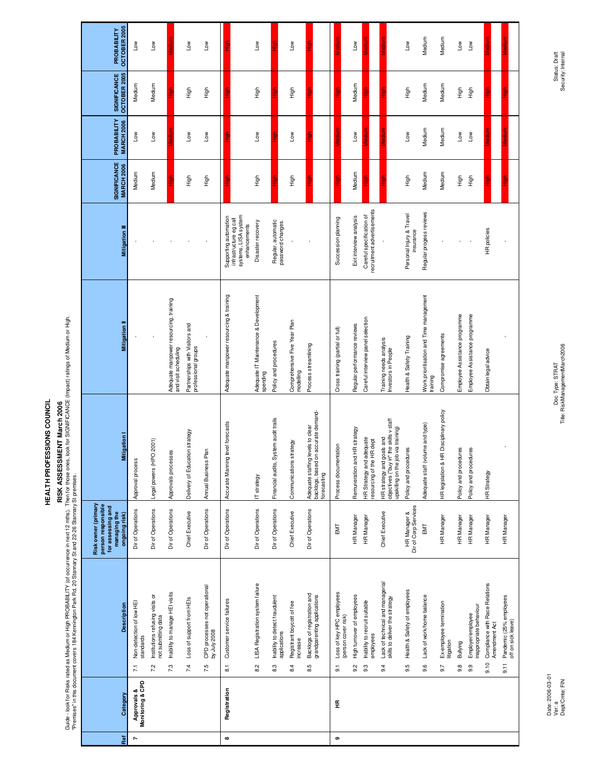# HEALTH PROFESSIONS COUNCIL

## RISK ASSESSMENT March 2006

Guide - look for Risks rated as Medium or High PROBABILITY (of occurrence in next 12 mths). Then for those ones, look for SIGNIFICANCE (Impact) ratings of Medium or High.
"Premises" in this document covers 184 Kennington Park Rd, 20 Stannary St and 22-26 Stannary St premises.

| Ref | Category | | Description | Risk owner (primary person responsible for assessing and managing the ongoing risk) | Mitigation I | Mitigation II | Mitigation III | SIGNIFICANCE MARCH 2006 | PROBABILITY MARCH 2006 | SIGNIFICANCE OCTOBER 2005 | PROBABILITY OCTOBER 2005 |
|---|---|---|---|---|---|---|---|---|---|---|---|
| 7 | Approvals & Monitoring & CPD | 7.1 | Non-detection of low HEI standards | Dir of Operations | Approval process | - | - | Medium | Low | Medium | Low |
| | | 7.2 | Institutions refusing visits or not submitting data | Dir of Operations | Legal powers (HPO 2001) | - | - | Medium | Low | Medium | Low |
| | | 7.3 | Inability to manage HEI visits | Dir of Operations | Approvals processes | Adequate manpower resourcing, training and visit scheduling | - | High | Medium | High | Medium |
| | | 7.4 | Loss of support from HEIs | Chief Executive | Delivery of Education strategy | Partnerships with Visitors and professional groups | - | High | Low | High | Low |
| | | 7.5 | CPD processes not operational by July 2008 | Dir of Operations | Annual Business Plan | - | - | High | Low | High | Low |
| 8 | Registration | 8.1 | Customer service failures | Dir of Operations | Accurate Manning level forecasts | Adequate manpower resourcing & training | Supporting automation infrastructure eg call systems, LISA system enhancements | High | High | High | High |
| | | 8.2 | LISA Registration system failure | Dir of Operations | IT strategy | Adequate IT Maintenance & Development spending | Disaster recovery | High | Low | High | Low |
| | | 8.3 | Inability to detect fraudulent applications | Dir of Operations | Financial audits, System audit trails | Policy and procedures | Regular, automatic password changes. | High | High | High | High |
| | | 8.4 | Registrant boycott of fee increase | Chief Executive | Communications strategy | Comprehensive Five Year Plan modelling | - | High | Low | High | Low |
| | | 8.5 | Backlogs of registration and grandparenting applications | Dir of Operations | Adequate staffing levels to clear backlogs, based on accurate demand-forecasting | Process streamlining | - | High | High | High | High |
| 9 | HR | 9.1 | Loss of key HPC employees (person cover risk) | EMT | Process documentation | Cross training (partial or full) | Succession planning | High | Medium | High | Medium |
| | | 9.2 | High turnover of employees | HR Manager | Remuneration and HR strategy | Regular performance reviews | Exit interview analysis | Medium | Low | Medium | Low |
| | | 9.3 | Inability to recruit suitable employees | HR Manager | HR Strategy and adequate resourcing of the HR dept | Careful interview panel selection | Careful specification of recruitment advertisements | High | Medium | High | Medium |
| | | 9.4 | Lack of technical and managerial skills to deliver the strategy | Chief Executive | HR strategy and goals and objectives ("buy in" the skills v staff upskilling on the job via training) | Training needs analysis Investors in People | - | High | Medium | High | Medium |
| | | 9.5 | Health & Safety of employees | HR Manager & Dir of Corp Services | Policy and procedures | Health & Safety Training | Personal Injury & Travel insurance | High | Low | High | Low |
| | | 9.6 | Lack of work/home balance | EMT | Adequate staff (volume and type) | Work prioritisation and Time management training | Regular progess reviews | Medium | Medium | Medium | Medium |
| | | 9.7 | Ex-employee termination litigation | HR Manager | HR legislation & HR Disciplinary policy | Compromise agreements | - | Medium | Medium | Medium | Medium |
| | | 9.8 | Bullying | HR Manager | Policy and procedures | Employee Assistance programme | - | High | Low | High | Low |
| | | 9.9 | Employer/employee inappropriate behaviour | HR Manager | Policy and procedures | Employee Assistance programme | - | High | Low | High | Low |
| | | 9.10 | Compliance with Race Relations Amendment Act | HR Manager | HR Strategy | Obtain legal advice | HR policies | High | Medium | High | Medium |
| | | 9.11 | Pandemic (25% employees off on sick leave) | HR Manager | - | - | - | High | Medium | High | Medium |

Date: 2006-03-01
Ver: a
Dept/Cmte: FIN

Doc Type: STRAT
Title: RiskManagementMarch2006

Status: Draft
Security: Internal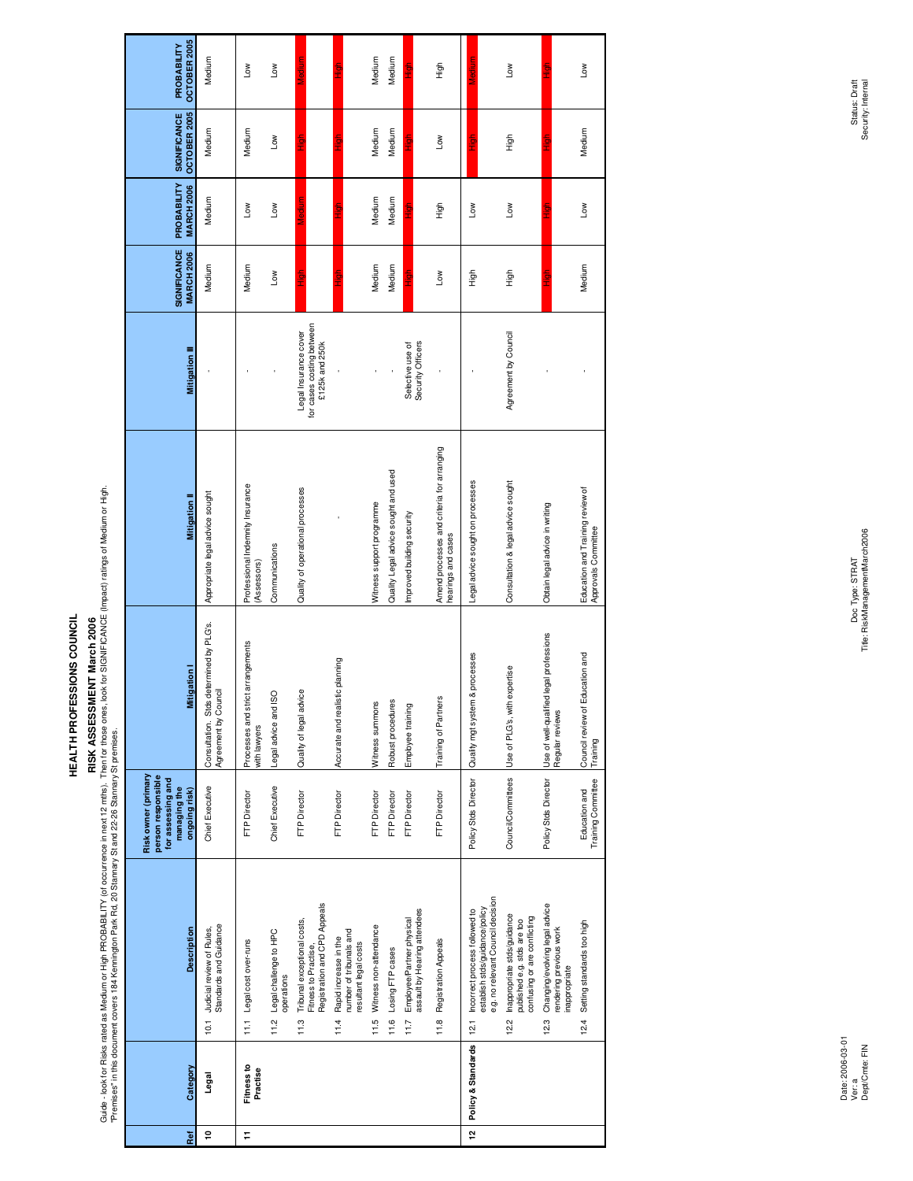# HEALTH PROFESSIONS COUNCIL

## RISK ASSESSMENT March 2006

Guide - look for Risks rated as Medium or High PROBABILITY (of occurrence in next 12 mths). Then for those ones, look for SIGNIFICANCE (Impact) ratings of Medium or High.
"Premises" in this document covers 184 Kennington Park Rd, 20 Stannary St and 22-26 Stannary St premises.

| Ref | Category | | Description | Risk owner (primary person responsible for assessing and managing the ongoing risk) | Mitigation I | Mitigation II | Mitigation III | SIGNIFICANCE MARCH 2006 | PROBABILITY MARCH 2006 | SIGNIFICANCE OCTOBER 2005 | PROBABILITY OCTOBER 2005 |
|---|---|---|---|---|---|---|---|---|---|---|---|
| 10 | Legal | 10.1 | Judicial review of Rules, Standards and Guidance | Chief Executive | Consultation. Stds determined by PLG's. Agreement by Council | Appropriate legal advice sought | - | Medium | Medium | Medium | Medium |
| 11 | Fitness to Practise | 11.1 | Legal cost over-runs | FTP Director | Processes and strict arrangements with lawyers | Professional Indemnity Insurance (Assessors) | - | Medium | Low | Medium | Low |
| | | 11.2 | Legal challenge to HPC operations | Chief Executive | Legal advice and ISO | Communications | - | Low | Low | Low | Low |
| | | 11.3 | Tribunal exceptional costs, Fitness to Practise, Registration and CPD Appeals | FTP Director | Quality of legal advice | Quality of operational processes | Legal Insurance cover for cases costing between £125k and 250k | High | Medium | High | Medium |
| | | 11.4 | Rapid increase in the number of tribunals and resultant legal costs | FTP Director | Accurate and realistic planning | - | - | High | High | High | High |
| | | 11.5 | Witness non-attendance | FTP Director | Witness summons | Witness support programme | - | Medium | Medium | Medium | Medium |
| | | 11.6 | Losing FTP cases | FTP Director | Robust procedures | Quality Legal advice sought and used | - | Medium | Medium | Medium | Medium |
| | | 11.7 | Employee/Partner physical assault by Hearing attendees | FTP Director | Employee training | Improved building security | Selective use of Security Officers | High | High | High | High |
| | | 11.8 | Registration Appeals | FTP Director | Training of Partners | Amend processes and criteria for arranging hearings and cases | - | Low | High | Low | High |
| 12 | Policy & Standards | 12.1 | Incorrect process followed to establish stds/guidance/policy e.g. no relevant Council decision | Policy Stds Director | Quality mgt system & processes | Legal advice sought on processes | - | High | Low | High | Medium |
| | | 12.2 | Inappropriate stds/guidance published e.g. stds are too confusing or are conflicting | Council/Committees | Use of PLG's, with expertise | Consultation & legal advice sought | Agreement by Council | High | Low | High | Low |
| | | 12.3 | Changing/evolving legal advice rendering previous work inappropriate | Policy Stds Director | Use of well-qualified legal professions Regular reviews | Obtain legal advice in writing | - | High | High | High | High |
| | | 12.4 | Setting standards too high | Education and Training Committee | Council review of Education and Training | Education and Training review of Approvals Committee | - | Medium | Low | Medium | Low |

Date: 2006-03-01
Ver: a
Dept/Cmte: FIN

Doc Type: STRAT
Title: RiskManagementMarch2006

Status: Draft
Security: Internal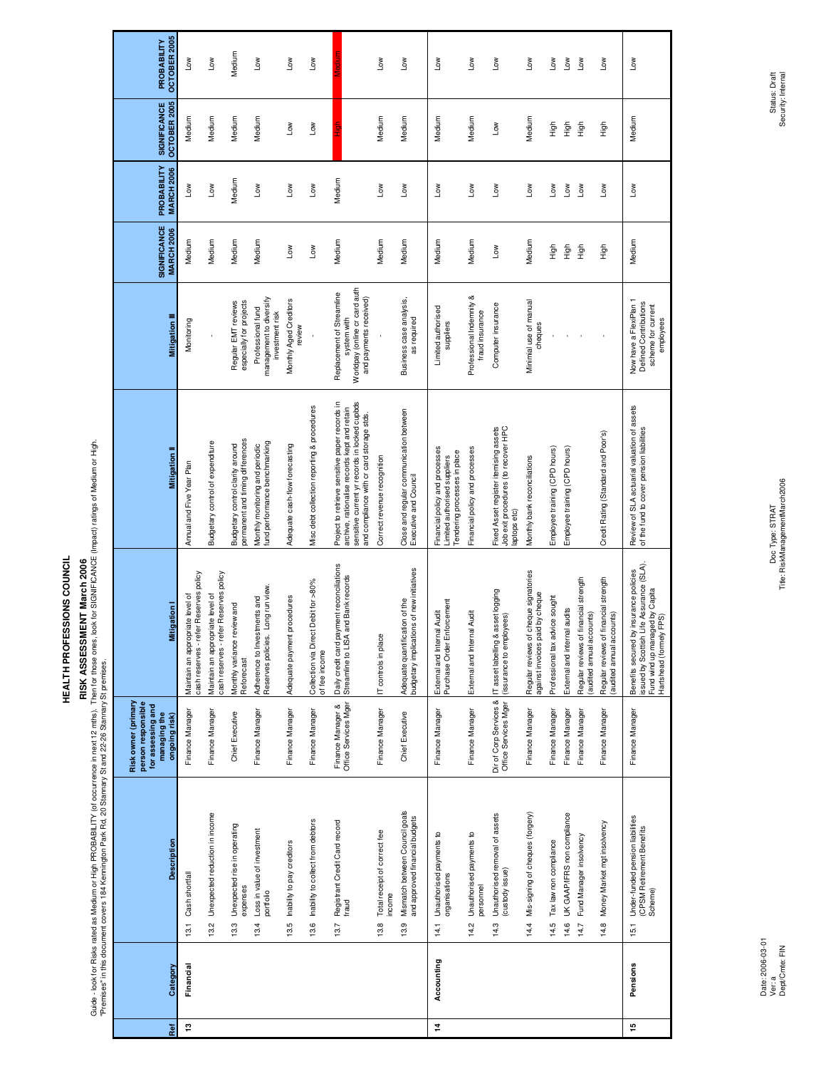# HEALTH PROFESSIONS COUNCIL

## RISK ASSESSMENT March 2006

Guide - look for Risks rated as Medium or High PROBABILITY (of occurrence in next 12 mths). Then for those ones, look for SIGNIFICANCE (impact) ratings of Medium or High.
"Premises" in this document covers 184 Kennington Park Rd, 20 Stannary St and 22-26 Stannary St premises.

| Ref | Category | | Description | Risk owner (primary person responsible for assessing and managing the ongoing risk) | Mitigation I | Mitigation II | Mitigation III | SIGNIFICANCE MARCH 2006 | PROBABILITY MARCH 2006 | SIGNIFICANCE OCTOBER 2005 | PROBABILITY OCTOBER 2005 |
|---|---|---|---|---|---|---|---|---|---|---|---|
| 13 | Financial | 13.1 | Cash shortfall | Finance Manager | Maintain an appropriate level of cash reserves - refer Reserves policy | Annual and Five Year Plan | Monitoring | Medium | Low | Medium | Low |
| | | 13.2 | Unexpected reduction in income | Finance Manager | Maintain an appropriate level of cash reserves - refer Reserves policy | Budgetary control of expenditure | - | Medium | Low | Medium | Low |
| | | 13.3 | Unexpected rise in operating expenses | Chief Executive | Monthly variance review and Reforecast | Budgetary control clarity around permanent and timing differences | Regular EMT reviews especially for projects | Medium | Medium | Medium | Medium |
| | | 13.4 | Loss in value of investment portfolio | Finance Manager | Adherence to Investments and Reserves policies. Long run view. | Monthly monitoring and periodic fund performance benchmarking | Professional fund management to diversify investment risk | Medium | Low | Medium | Low |
| | | 13.5 | Inability to pay creditors | Finance Manager | Adequate payment procedures | Adequate cash-flow forecasting | Monthly Aged Creditors review | Low | Low | Low | Low |
| | | 13.6 | Inability to collect from debtors | Finance Manager | Collection via Direct Debit for >80% of fee income | Misc debt collection reporting & procedures | - | Low | Low | Low | Low |
| | | 13.7 | Registrant Credit Card record fraud | Finance Manager & Office Services Mger | Daily credit card payment reconciliations Streamline to LISA and Bank records | Project to retrieve sensitive paper records in archive, rationalise records kept and retain sensitive current yr records in locked cupbds and compliance with cr card storage stds. | Replacement of Streamline system with Worldpay (online or card auth and payments received) | Medium | Medium | High | Medium |
| | | 13.8 | Total receipt of correct fee income | Finance Manager | IT controls in place | Correct revenue recognition | - | Medium | Low | Medium | Low |
| | | 13.9 | Mismatch between Council goals and approved financial budgets | Chief Executive | Adequate quantification of the budgetary implications of new initiatives | Close and regular communication between Executive and Council | Business case analysis, as required | Medium | Low | Medium | Low |
| 14 | Accounting | 14.1 | Unauthorised payments to organisations | Finance Manager | External and Internal Audit Purchase Order Enforcement | Financial policy and processes Limited authorised suppliers Tendering processes in place | Limited authorised suppliers | Medium | Low | Medium | Low |
| | | 14.2 | Unauthorised payments to personnel | Finance Manager | External and Internal Audit | Financial policy and processes | Professional Indemnity & fraud insurance | Medium | Low | Medium | Low |
| | | 14.3 | Unauthorised removal of assets (custody issue) | Dir of Corp Services & Office Services Mger | IT asset labelling & asset logging (issurance to employees) | Fixed Asset register itemising assets Job exit procedures (to recover HPC laptops etc) | Computer insurance | Low | Low | Low | Low |
| | | 14.4 | Mis-signing of cheques (forgery) | Finance Manager | Regular reviews of cheque signatories against invoices paid by cheque | Monthly bank reconciliations | Minimal use of manual cheques | Medium | Low | Medium | Low |
| | | 14.5 | Tax law non compliance | Finance Manager | Professional tax advice sought | Employee training (CPD hours) | - | High | Low | High | Low |
| | | 14.6 | UK GAAP/IFRS non compliance | Finance Manager | External and internal audits | Employee training (CPD hours) | - | High | Low | High | Low |
| | | 14.7 | Fund Manager insolvency | Finance Manager | Regular reviews of financial strength (audited annual accounts) | | - | High | Low | High | Low |
| | | 14.8 | Money Market mgt insolvency | Finance Manager | Regular reviews of financial strength (audited annual accounts) | Credit Rating (Standard and Poor's) | - | High | Low | High | Low |
| 15 | Pensions | 15.1 | Under-funded pension liabilities (CPSM Retirement Benefits Scheme) | Finance Manager | Benefits secured by insurance policies issued by Scottish Life Assurance (SLA). Fund wind up managed by Capita Hartshead (formely FPS) | Review of SLA actuarial valuation of assets of the fund to cover pension liabilities | Now have a FlexiPlan 1 Defined Contributions scheme for current employees | Medium | Low | Medium | Low |

Date: 2006-03-01
Ver: a
Dept/Cmte: FIN

Doc Type: STRAT
Title: RiskManagementMarch2006

Status: Draft
Security: Internal